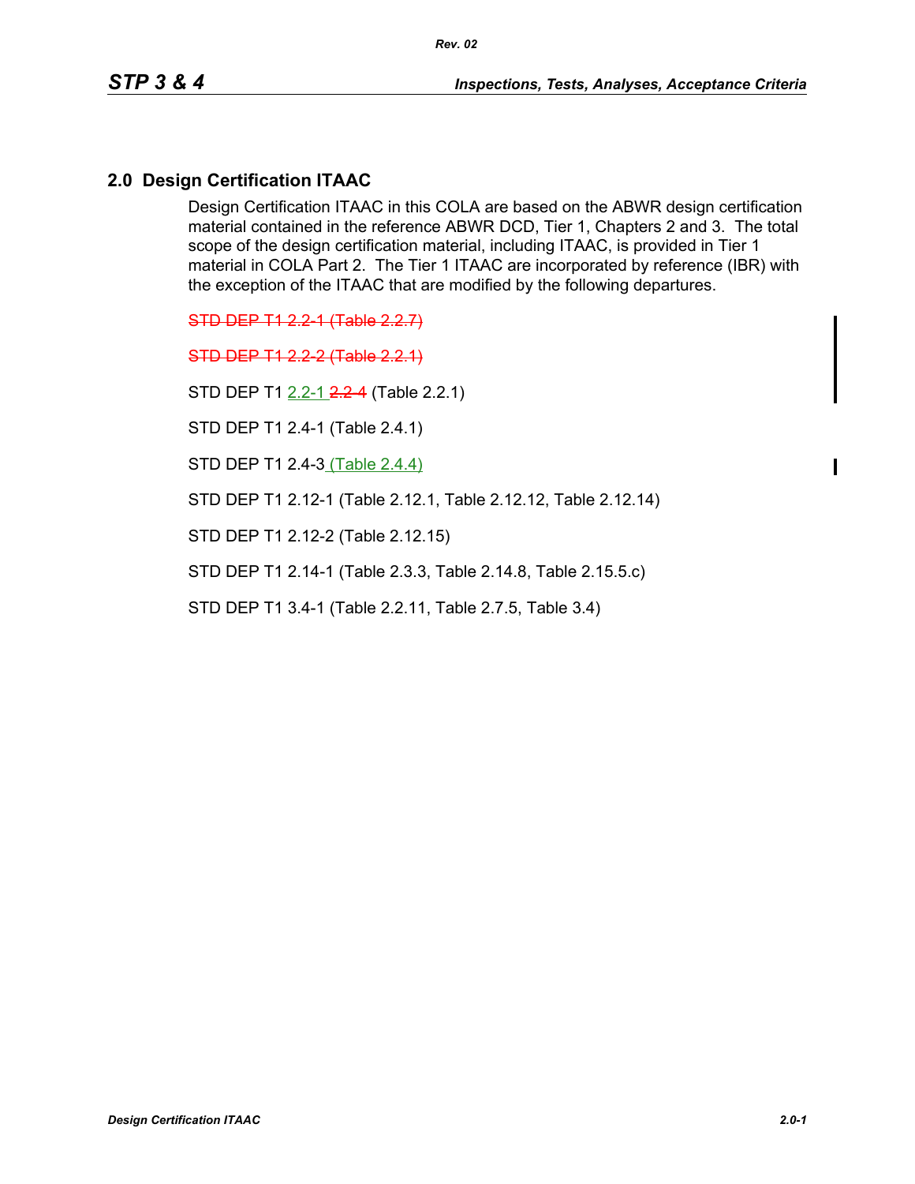## 2.0 Design Certification ITAAC

Design Certification ITAAC in this COLA are based on the ABWR design certification material contained in the reference ABWR DCD, Tier 1, Chapters 2 and 3. The total scope of the design certification material, including ITAAC, is provided in Tier 1 material in COLA Part 2. The Tier 1 ITAAC are incorporated by reference (IBR) with the exception of the ITAAC that are modified by the following departures.

~~STD DEP T1 2.2-1 (Table 2.2.7)~~

~~STD DEP T1 2.2-2 (Table 2.2.1)~~

STD DEP T1 2.2-1 ~~2.2-4~~ (Table 2.2.1)

STD DEP T1 2.4-1 (Table 2.4.1)

STD DEP T1 2.4-3 (Table 2.4.4)

STD DEP T1 2.12-1 (Table 2.12.1, Table 2.12.12, Table 2.12.14)

STD DEP T1 2.12-2 (Table 2.12.15)

STD DEP T1 2.14-1 (Table 2.3.3, Table 2.14.8, Table 2.15.5.c)

STD DEP T1 3.4-1 (Table 2.2.11, Table 2.7.5, Table 3.4)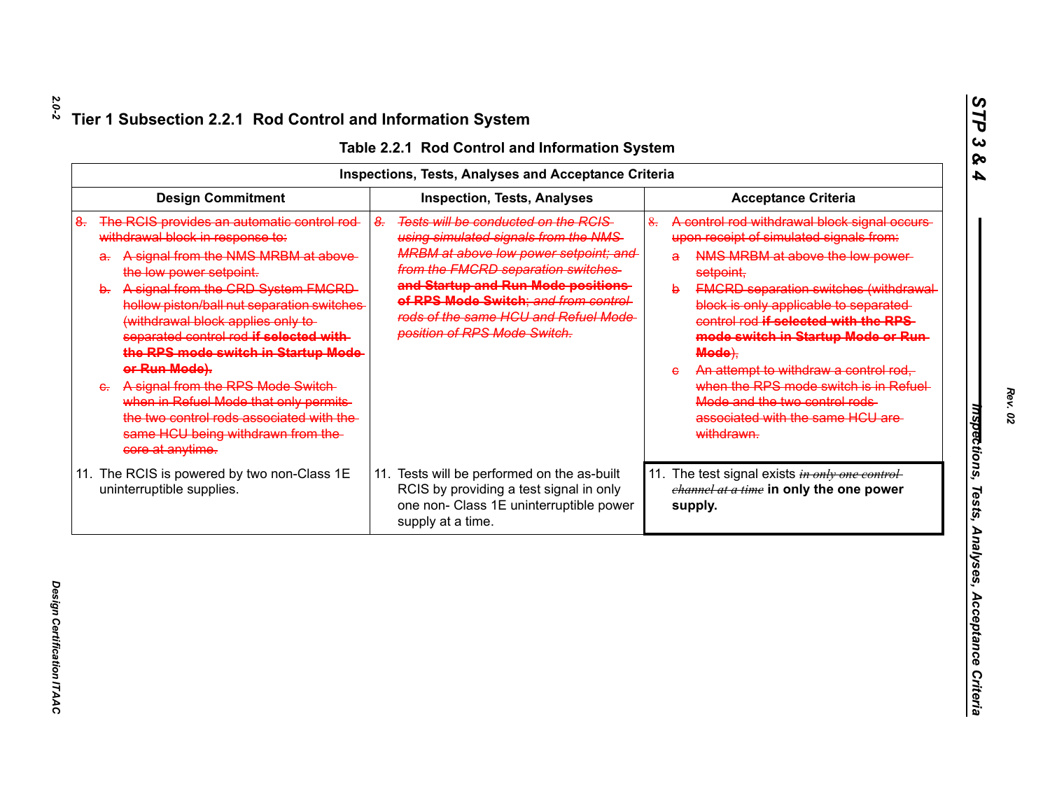## Tier 1 Subsection 2.2.1 Rod Control and Information System

**Table 2.2.1 Rod Control and Information System**

| Inspections, Tests, Analyses and Acceptance Criteria | | |
|---|---|---|
| **Design Commitment** | **Inspection, Tests, Analyses** | **Acceptance Criteria** |
| ~~8. The RCIS provides an automatic control rod withdrawal block in response to:~~<br>~~a. A signal from the NMS MRBM at above the low power setpoint.~~<br>~~b. A signal from the CRD System FMCRD hollow piston/ball nut separation switches (withdrawal block applies only to separated control rod **if selected with the RPS mode switch in Startup Mode or Run Mode**).~~<br>~~c. A signal from the RPS Mode Switch when in Refuel Mode that only permits the two control rods associated with the same HCU being withdrawn from the core at anytime.~~ | ~~*8. Tests will be conducted on the RCIS using simulated signals from the NMS MRBM at above low power setpoint; and from the FMCRD separation switches* **and Startup and Run Mode positions of RPS Mode Switch**; *and from control rods of the same HCU and Refuel Mode position of RPS Mode Switch.*~~ | ~~8. A control rod withdrawal block signal occurs upon receipt of simulated signals from:~~<br>~~a NMS MRBM at above the low power setpoint,~~<br>~~b FMCRD separation switches (withdrawal block is only applicable to separated control rod **if selected with the RPS mode switch in Startup Mode or Run Mode**),~~<br>~~c An attempt to withdraw a control rod, when the RPS mode switch is in Refuel Mode and the two control rods associated with the same HCU are withdrawn.~~ |
| 11. The RCIS is powered by two non-Class 1E uninterruptible supplies. | 11. Tests will be performed on the as-built RCIS by providing a test signal in only one non- Class 1E uninterruptible power supply at a time. | 11. The test signal exists ~~*in only one control channel at a time*~~ **in only the one power supply.** |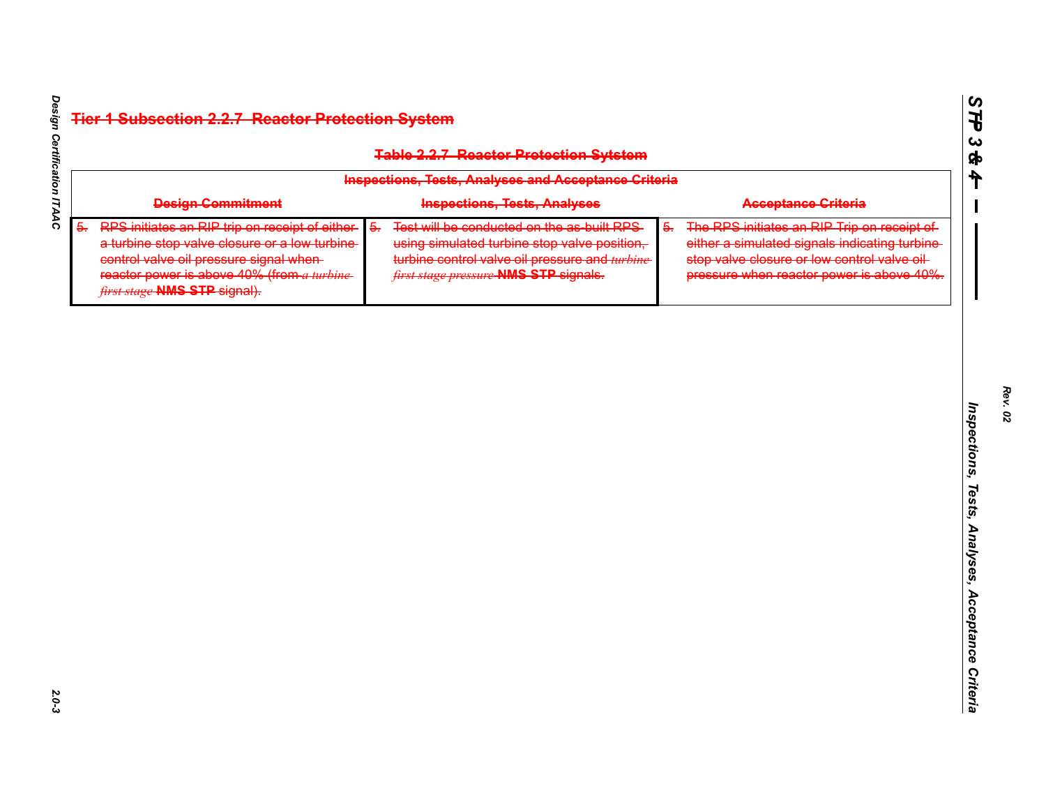## ~~Tier 1 Subsection 2.2.7 Reactor Protection System~~

**~~Table 2.2.7 Reactor Protection Sytstem~~**

| ~~Inspections, Tests, Analyses and Acceptance Criteria~~ | | |
|---|---|---|
| **~~Design Commitment~~** | **~~Inspections, Tests, Analyses~~** | **~~Acceptance Criteria~~** |
| ~~5. RPS initiates an RIP trip on receipt of either a turbine stop valve closure or a low turbine control valve oil pressure signal when reactor power is above 40% (from~~ ~~*a turbine first stage*~~ ~~**NMS STP**~~ ~~signal).~~ | ~~5. Test will be conducted on the as-built RPS using simulated turbine stop valve position, turbine control valve oil pressure and~~ ~~*turbine first stage pressure*~~ ~~**NMS STP**~~ ~~signals.~~ | ~~5. The RPS initiates an RIP Trip on receipt of either a simulated signals indicating turbine stop valve closure or low control valve oil pressure when reactor power is above 40%.~~ |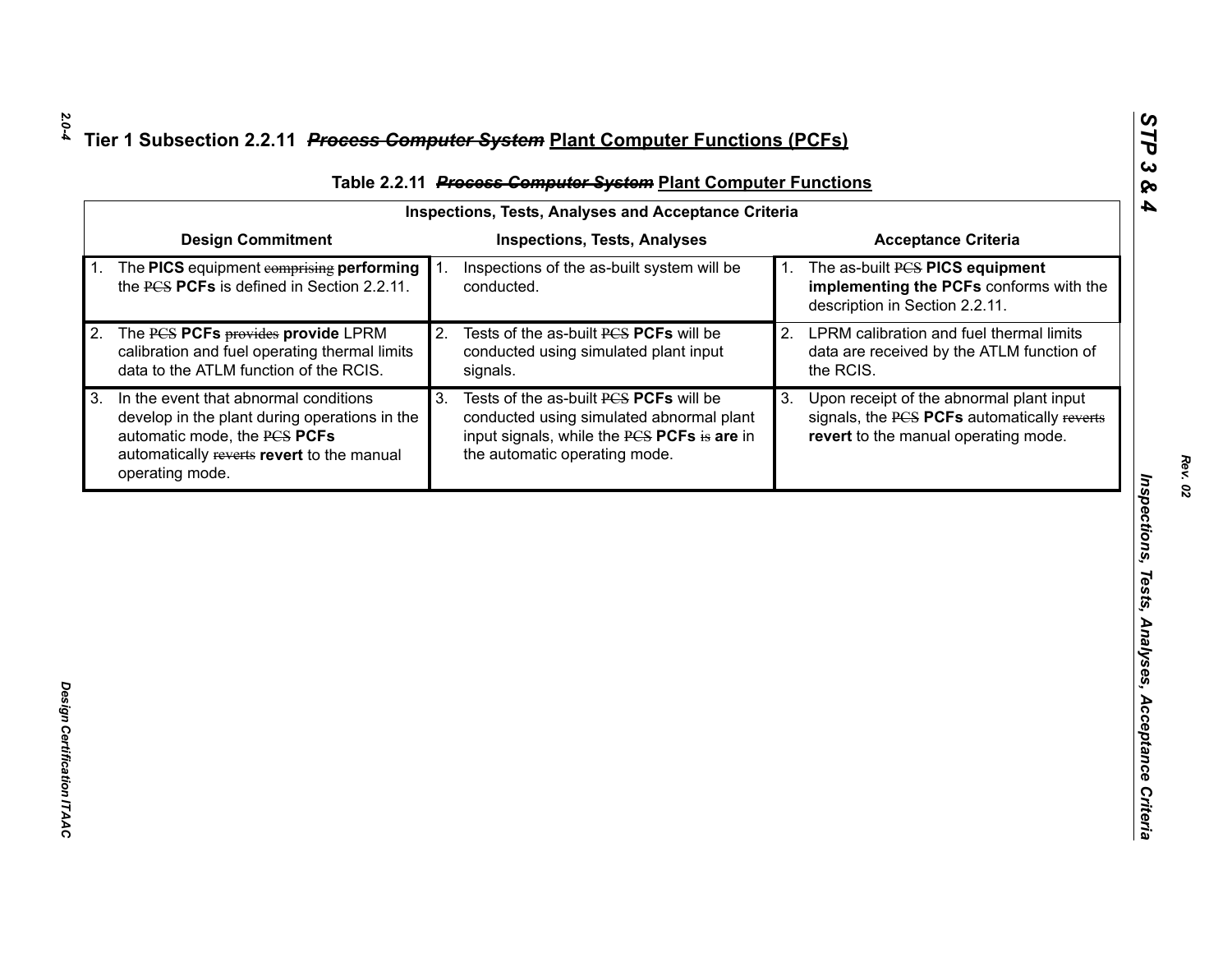## Tier 1 Subsection 2.2.11 ~~*Process Computer System*~~ Plant Computer Functions (PCFs)

### Table 2.2.11 ~~*Process Computer System*~~ Plant Computer Functions

| Inspections, Tests, Analyses and Acceptance Criteria | | |
|---|---|---|
| **Design Commitment** | **Inspections, Tests, Analyses** | **Acceptance Criteria** |
| 1. The **PICS** equipment ~~comprising~~ **performing** the ~~PCS~~ **PCFs** is defined in Section 2.2.11. | 1. Inspections of the as-built system will be conducted. | 1. The as-built ~~PCS~~ **PICS equipment implementing the PCFs** conforms with the description in Section 2.2.11. |
| 2. The ~~PCS~~ **PCFs** ~~provides~~ **provide** LPRM calibration and fuel operating thermal limits data to the ATLM function of the RCIS. | 2. Tests of the as-built ~~PCS~~ **PCFs** will be conducted using simulated plant input signals. | 2. LPRM calibration and fuel thermal limits data are received by the ATLM function of the RCIS. |
| 3. In the event that abnormal conditions develop in the plant during operations in the automatic mode, the ~~PCS~~ **PCFs** automatically ~~reverts~~ **revert** to the manual operating mode. | 3. Tests of the as-built ~~PCS~~ **PCFs** will be conducted using simulated abnormal plant input signals, while the ~~PCS~~ **PCFs** ~~is~~ **are** in the automatic operating mode. | 3. Upon receipt of the abnormal plant input signals, the ~~PCS~~ **PCFs** automatically ~~reverts~~ **revert** to the manual operating mode. |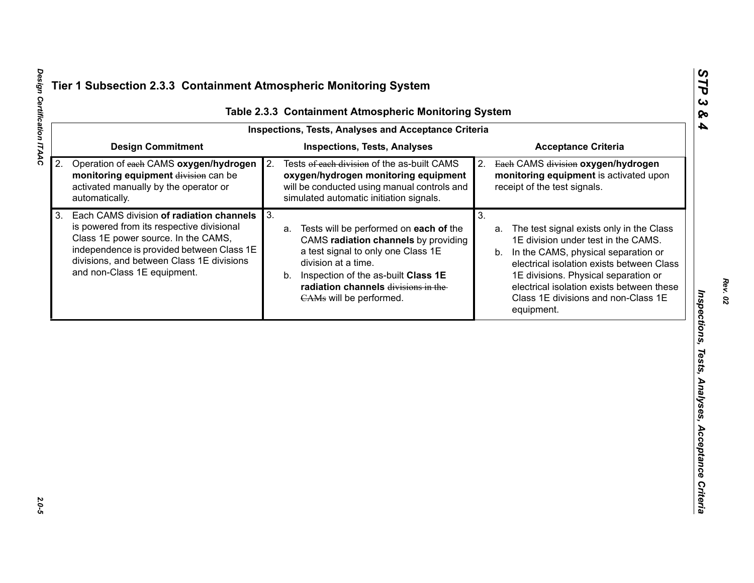# Tier 1 Subsection 2.3.3 Containment Atmospheric Monitoring System

**Table 2.3.3 Containment Atmospheric Monitoring System**

| Inspections, Tests, Analyses and Acceptance Criteria | | |
|---|---|---|
| **Design Commitment** | **Inspections, Tests, Analyses** | **Acceptance Criteria** |
| 2. Operation of ~~each~~ CAMS **oxygen/hydrogen monitoring equipment** ~~division~~ can be activated manually by the operator or automatically. | 2. Tests ~~of each division~~ of the as-built CAMS **oxygen/hydrogen monitoring equipment** will be conducted using manual controls and simulated automatic initiation signals. | 2. ~~Each~~ CAMS ~~division~~ **oxygen/hydrogen monitoring equipment** is activated upon receipt of the test signals. |
| 3. Each CAMS division **of radiation channels** is powered from its respective divisional Class 1E power source. In the CAMS, independence is provided between Class 1E divisions, and between Class 1E divisions and non-Class 1E equipment. | 3. a. Tests will be performed on **each of** the CAMS **radiation channels** by providing a test signal to only one Class 1E division at a time. b. Inspection of the as-built **Class 1E radiation channels** ~~divisions in the CAMs~~ will be performed. | 3. a. The test signal exists only in the Class 1E division under test in the CAMS. b. In the CAMS, physical separation or electrical isolation exists between Class 1E divisions. Physical separation or electrical isolation exists between these Class 1E divisions and non-Class 1E equipment. |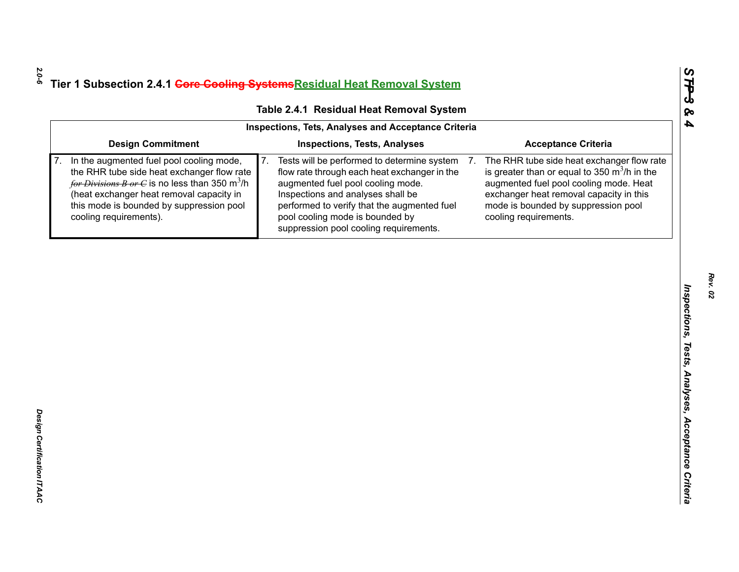## Tier 1 Subsection 2.4.1 ~~Core Cooling Systems~~Residual Heat Removal System

**Table 2.4.1 Residual Heat Removal System**

| Inspections, Tets, Analyses and Acceptance Criteria | | |
|---|---|---|
| **Design Commitment** | **Inspections, Tests, Analyses** | **Acceptance Criteria** |
| 7. In the augmented fuel pool cooling mode, the RHR tube side heat exchanger flow rate ~~*for Divisions B or C*~~ is no less than 350 $m^3$/h (heat exchanger heat removal capacity in this mode is bounded by suppression pool cooling requirements). | 7. Tests will be performed to determine system flow rate through each heat exchanger in the augmented fuel pool cooling mode. Inspections and analyses shall be performed to verify that the augmented fuel pool cooling mode is bounded by suppression pool cooling requirements. | 7. The RHR tube side heat exchanger flow rate is greater than or equal to 350 $m^3$/h in the augmented fuel pool cooling mode. Heat exchanger heat removal capacity in this mode is bounded by suppression pool cooling requirements. |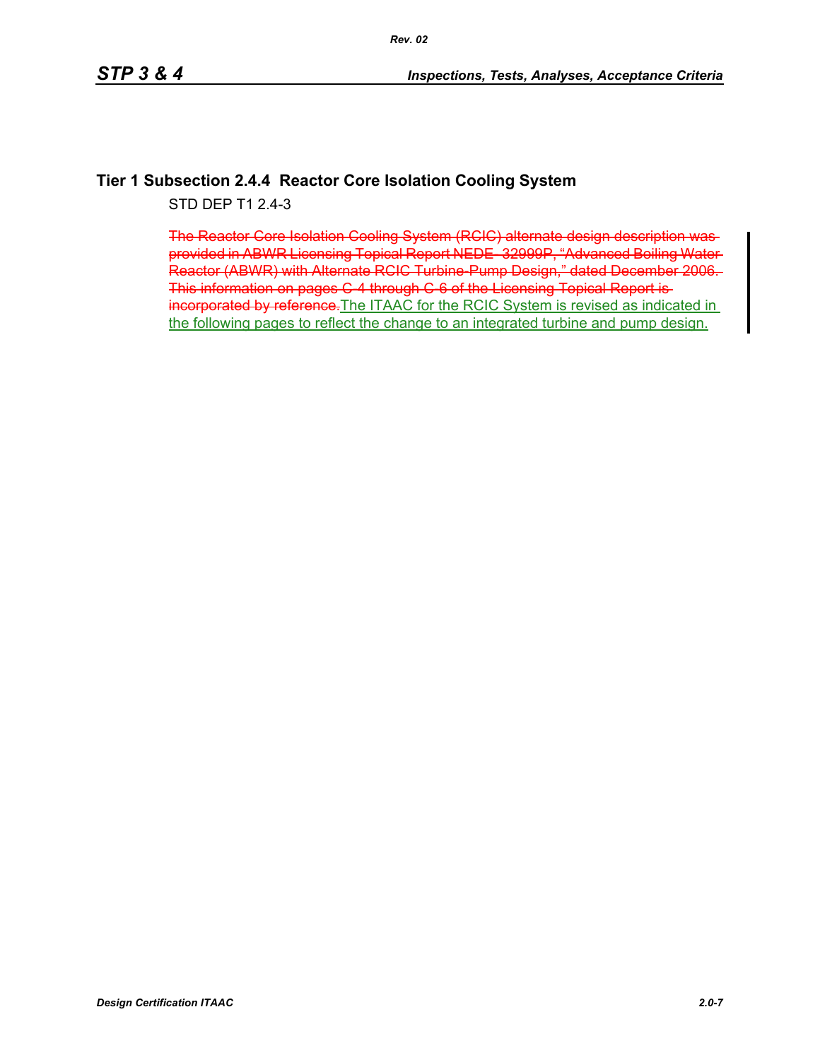## Tier 1 Subsection 2.4.4 Reactor Core Isolation Cooling System

STD DEP T1 2.4-3

~~The Reactor Core Isolation Cooling System (RCIC) alternate design description was provided in ABWR Licensing Topical Report NEDE- 32999P, "Advanced Boiling Water Reactor (ABWR) with Alternate RCIC Turbine-Pump Design," dated December 2006. This information on pages C-4 through C-6 of the Licensing Topical Report is incorporated by reference.~~The ITAAC for the RCIC System is revised as indicated in the following pages to reflect the change to an integrated turbine and pump design.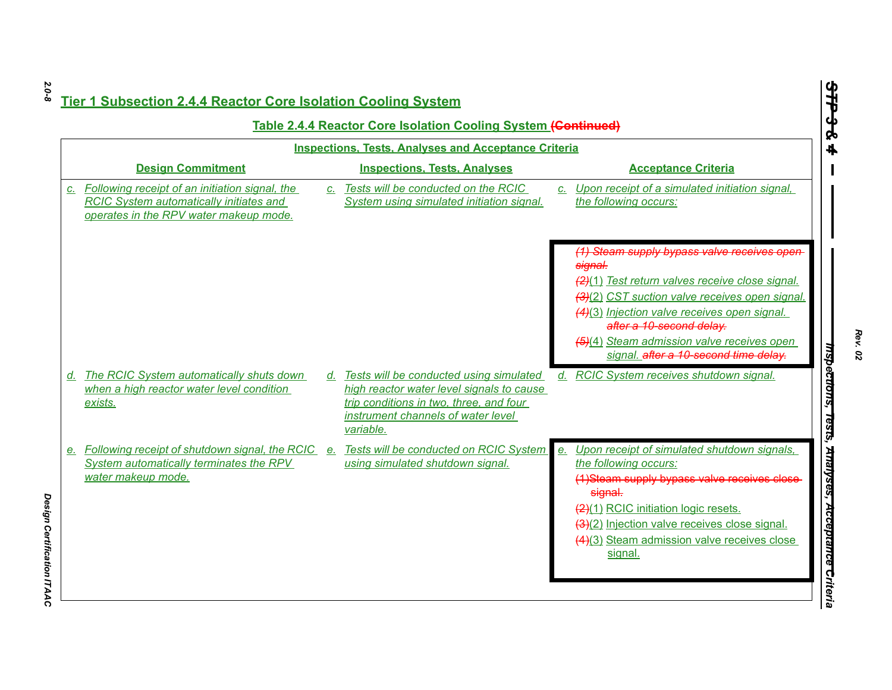## Tier 1 Subsection 2.4.4 Reactor Core Isolation Cooling System

### Table 2.4.4 Reactor Core Isolation Cooling System ~~(Continued)~~

| Inspections, Tests, Analyses and Acceptance Criteria | | |
|---|---|---|
| **Design Commitment** | **Inspections, Tests, Analyses** | **Acceptance Criteria** |
| *c. Following receipt of an initiation signal, the RCIC System automatically initiates and operates in the RPV water makeup mode.* | *c. Tests will be conducted on the RCIC System using simulated initiation signal.* | *c. Upon receipt of a simulated initiation signal, the following occurs:*<br><br>~~*(1) Steam supply bypass valve receives open signal.*~~<br>~~*(2)*~~(1) *Test return valves receive close signal.*<br>~~*(3)*~~(2) *CST suction valve receives open signal.*<br>~~*(4)*~~(3) *Injection valve receives open signal.* ~~*after a 10-second delay.*~~<br>~~*(5)*~~(4) *Steam admission valve receives open signal.* ~~*after a 10-second time delay.*~~ |
| *d. The RCIC System automatically shuts down when a high reactor water level condition exists.* | *d. Tests will be conducted using simulated high reactor water level signals to cause trip conditions in two, three, and four instrument channels of water level variable.* | *d. RCIC System receives shutdown signal.* |
| *e. Following receipt of shutdown signal, the RCIC System automatically terminates the RPV water makeup mode.* | *e. Tests will be conducted on RCIC System using simulated shutdown signal.* | *e. Upon receipt of simulated shutdown signals, the following occurs:*<br>~~(1)Steam supply bypass valve receives close signal.~~<br>~~(2)~~(1) RCIC initiation logic resets.<br>~~(3)~~(2) Injection valve receives close signal.<br>~~(4)~~(3) Steam admission valve receives close signal. |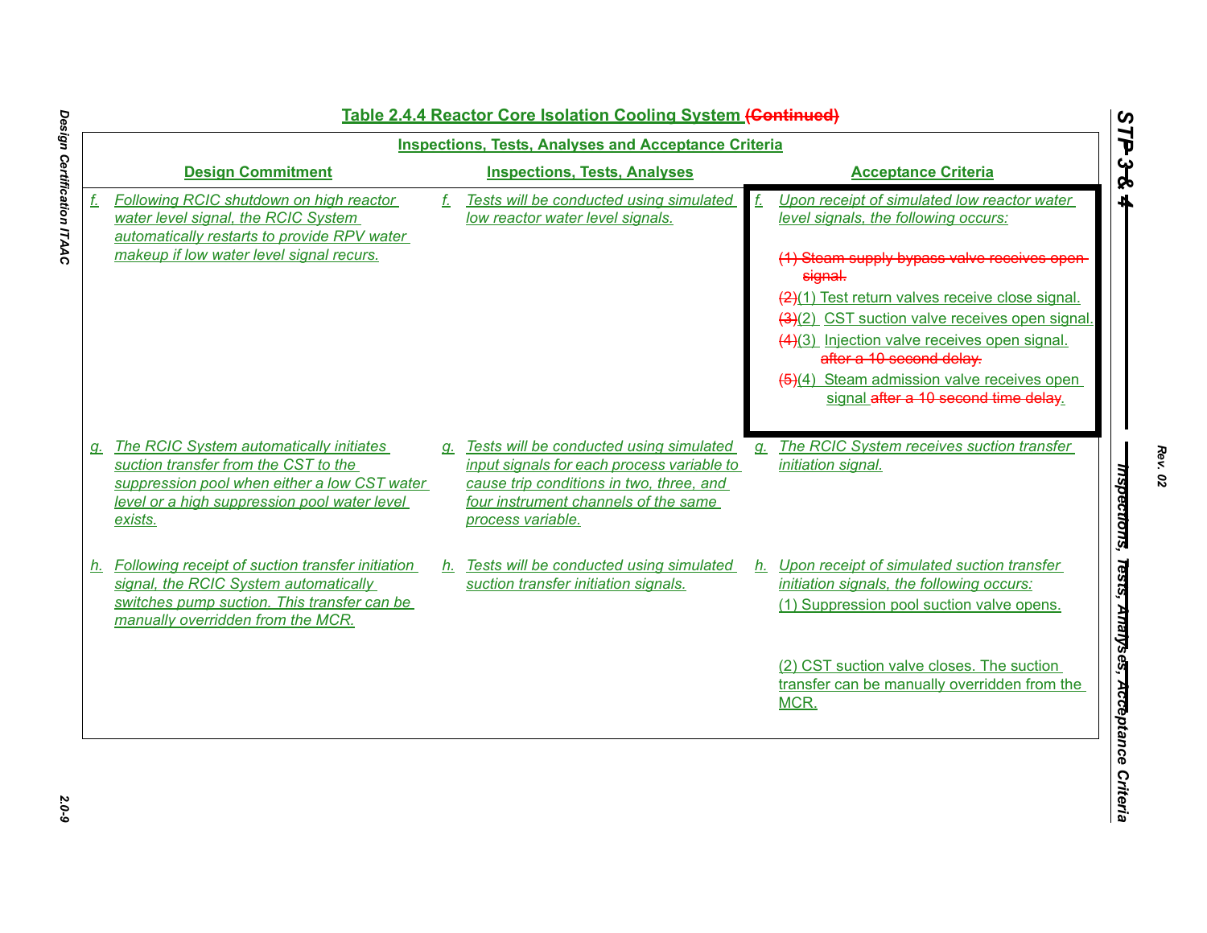## Table 2.4.4 Reactor Core Isolation Cooling System ~~(Continued)~~

| Inspections, Tests, Analyses and Acceptance Criteria | | |
|---|---|---|
| **Design Commitment** | **Inspections, Tests, Analyses** | **Acceptance Criteria** |
| *f. Following RCIC shutdown on high reactor water level signal, the RCIC System automatically restarts to provide RPV water makeup if low water level signal recurs.* | *f. Tests will be conducted using simulated low reactor water level signals.* | *f. Upon receipt of simulated low reactor water level signals, the following occurs:*<br><br>~~(1) Steam supply bypass valve receives open signal.~~<br>~~(2)~~(1) Test return valves receive close signal.<br>~~(3)~~(2) CST suction valve receives open signal.<br>~~(4)~~(3) Injection valve receives open signal. ~~after a 10 second delay.~~<br>~~(5)~~(4) Steam admission valve receives open signal ~~after a 10 second time delay~~. |
| *g. The RCIC System automatically initiates suction transfer from the CST to the suppression pool when either a low CST water level or a high suppression pool water level exists.* | *g. Tests will be conducted using simulated input signals for each process variable to cause trip conditions in two, three, and four instrument channels of the same process variable.* | *g. The RCIC System receives suction transfer initiation signal.* |
| *h. Following receipt of suction transfer initiation signal, the RCIC System automatically switches pump suction. This transfer can be manually overridden from the MCR.* | *h. Tests will be conducted using simulated suction transfer initiation signals.* | *h. Upon receipt of simulated suction transfer initiation signals, the following occurs:*<br>(1) Suppression pool suction valve opens.<br><br>(2) CST suction valve closes. The suction transfer can be manually overridden from the MCR. |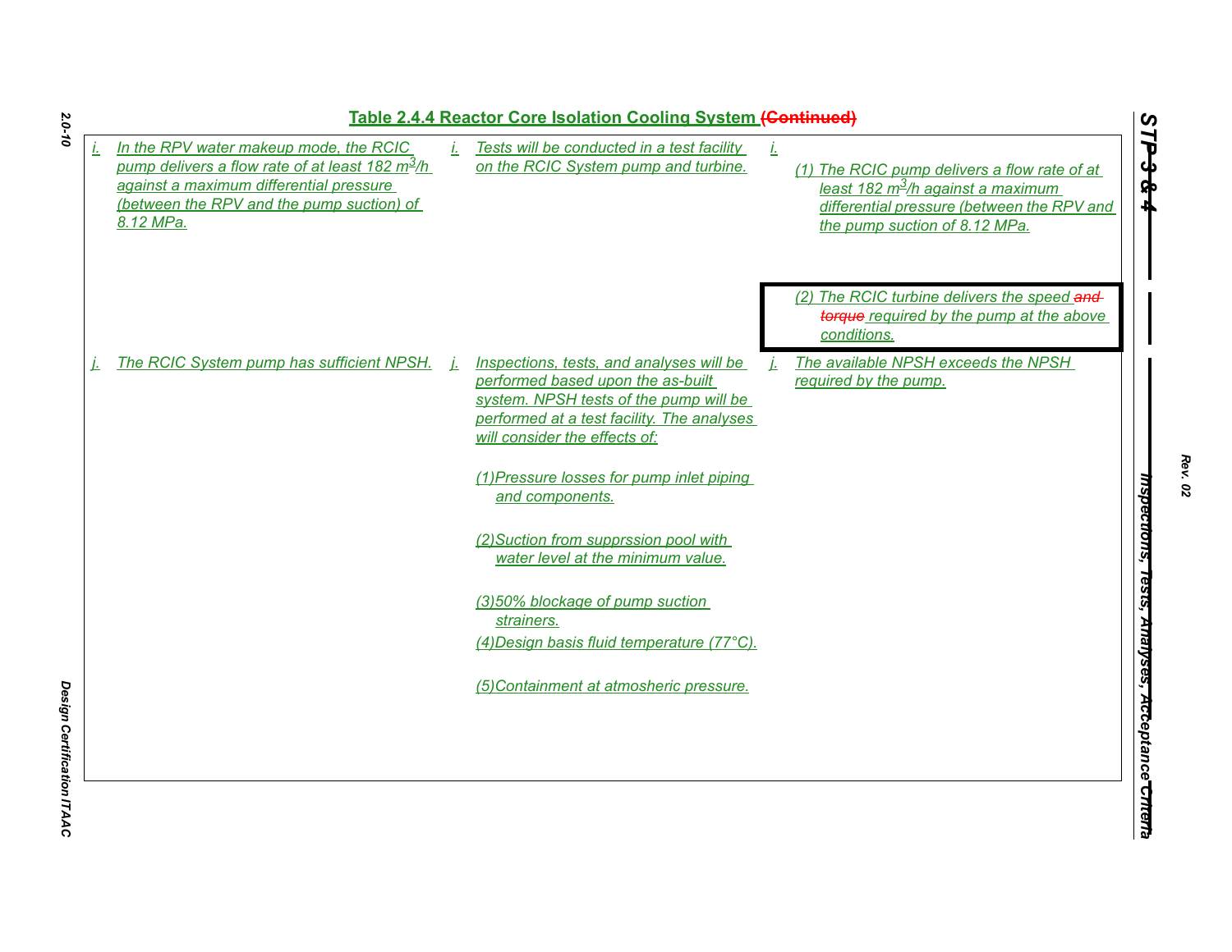## Table 2.4.4 Reactor Core Isolation Cooling System ~~(Continued)~~

| Design Commitment | Inspections, Tests, Analyses | Acceptance Criteria |
|---|---|---|
| i. In the RPV water makeup mode, the RCIC pump delivers a flow rate of at least 182 $m^3$/h against a maximum differential pressure (between the RPV and the pump suction) of 8.12 MPa. | i. Tests will be conducted in a test facility on the RCIC System pump and turbine. | i. (1) The RCIC pump delivers a flow rate of at least 182 $m^3$/h against a maximum differential pressure (between the RPV and the pump suction of 8.12 MPa.<br><br>(2) The RCIC turbine delivers the speed ~~and torque~~ required by the pump at the above conditions. |
| j. The RCIC System pump has sufficient NPSH. | j. Inspections, tests, and analyses will be performed based upon the as-built system. NPSH tests of the pump will be performed at a test facility. The analyses will consider the effects of:<br><br>(1)Pressure losses for pump inlet piping and components.<br><br>(2)Suction from supprssion pool with water level at the minimum value.<br><br>(3)50% blockage of pump suction strainers.<br><br>(4)Design basis fluid temperature (77°C).<br><br>(5)Containment at atmosheric pressure. | j. The available NPSH exceeds the NPSH required by the pump. |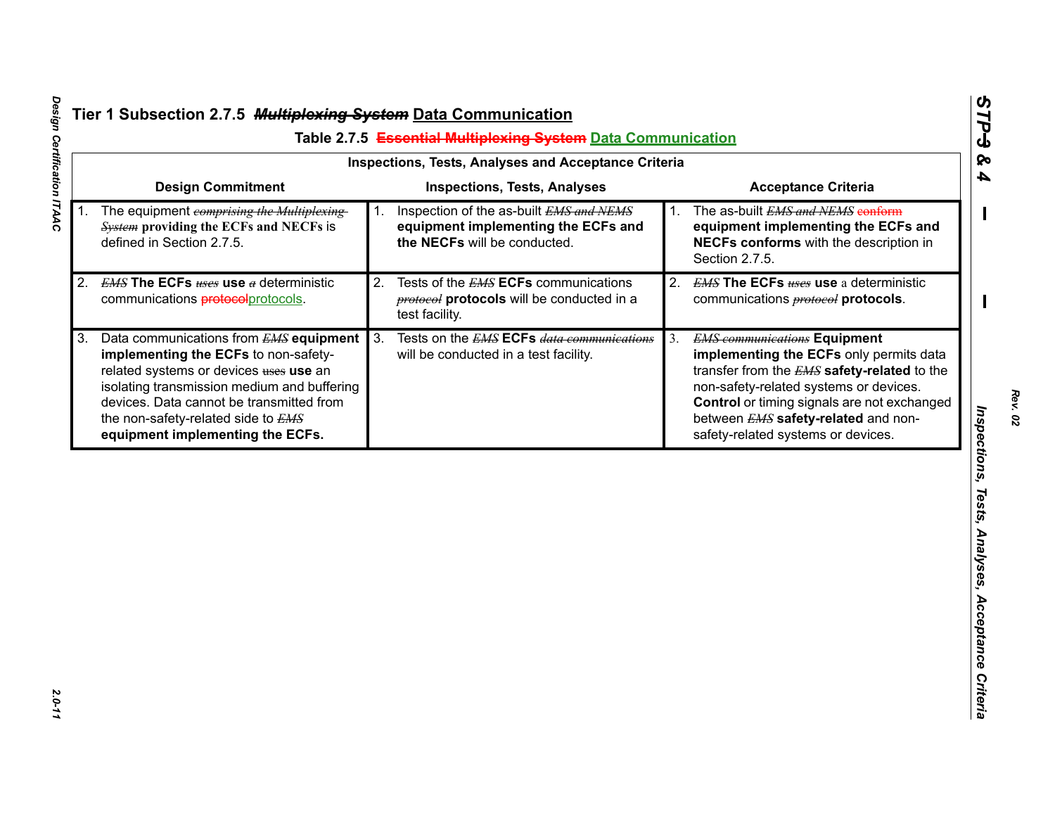# Tier 1 Subsection 2.7.5 ~~*Multiplexing System*~~ Data Communication

## Table 2.7.5 ~~Essential Multiplexing System~~ Data Communication

| Inspections, Tests, Analyses and Acceptance Criteria | | |
|---|---|---|
| **Design Commitment** | **Inspections, Tests, Analyses** | **Acceptance Criteria** |
| 1. The equipment ~~*comprising the Multiplexing System*~~ **providing the ECFs and NECFs** is defined in Section 2.7.5. | 1. Inspection of the as-built ~~*EMS and NEMS*~~ **equipment implementing the ECFs and the NECFs** will be conducted. | 1. The as-built ~~*EMS and NEMS*~~ ~~conform~~ **equipment implementing the ECFs and NECFs conforms** with the description in Section 2.7.5. |
| 2. ~~*EMS*~~ **The ECFs** ~~*uses*~~ **use** ~~*a*~~ deterministic communications ~~protocol~~protocols. | 2. Tests of the ~~*EMS*~~ **ECFs** communications ~~*protocol*~~ **protocols** will be conducted in a test facility. | 2. ~~*EMS*~~ **The ECFs** ~~*uses*~~ **use** a deterministic communications ~~*protocol*~~ **protocols**. |
| 3. Data communications from ~~*EMS*~~ **equipment implementing the ECFs** to non-safety-related systems or devices ~~uses~~ **use** an isolating transmission medium and buffering devices. Data cannot be transmitted from the non-safety-related side to ~~*EMS*~~ **equipment implementing the ECFs.** | 3. Tests on the ~~*EMS*~~ **ECFs** ~~*data communications*~~ will be conducted in a test facility. | 3. ~~*EMS communications*~~ **Equipment implementing the ECFs** only permits data transfer from the ~~*EMS*~~ **safety-related** to the non-safety-related systems or devices. **Control** or timing signals are not exchanged between ~~*EMS*~~ **safety-related** and non-safety-related systems or devices. |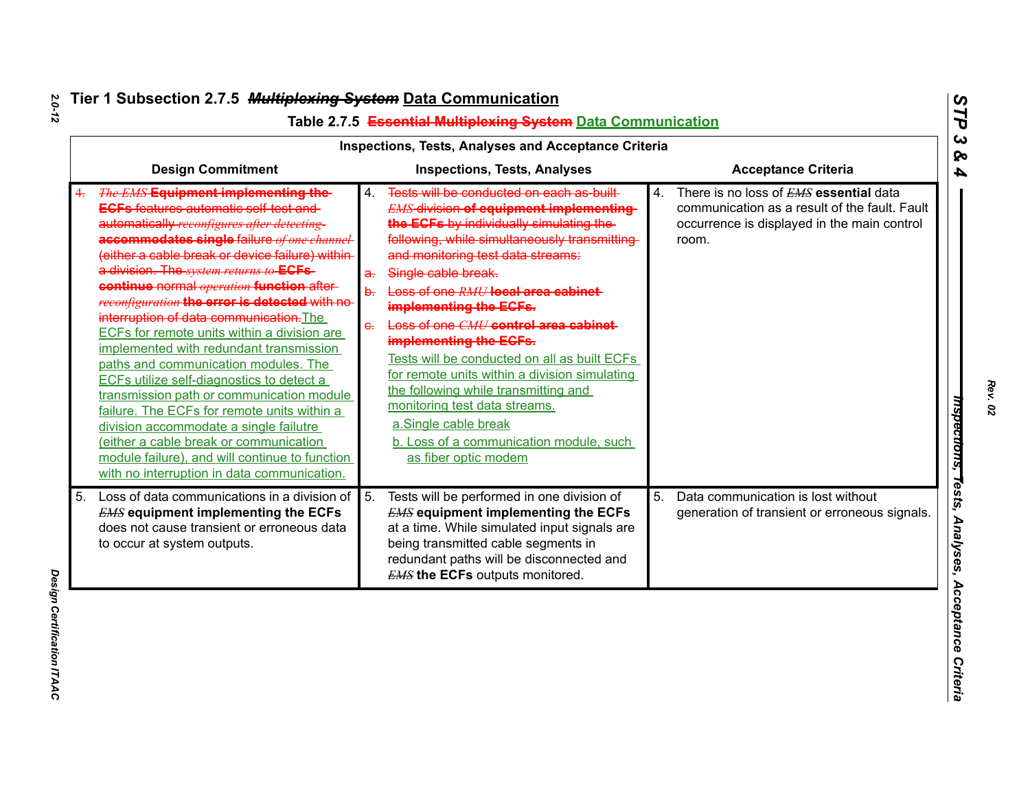# Tier 1 Subsection 2.7.5 ~~*Multiplexing System*~~ Data Communication

## Table 2.7.5 ~~Essential Multiplexing System~~ Data Communication

| Inspections, Tests, Analyses and Acceptance Criteria | | |
|---|---|---|
| **Design Commitment** | **Inspections, Tests, Analyses** | **Acceptance Criteria** |
| ~~4. *The EMS* **Equipment implementing the ECFs** features automatic self-test and automatically *reconfigures after detecting* **accommodates single** failure *of one channel* (either a cable break or device failure) within a division. The *system returns to* **ECFs continue** normal *operation* **function** after *reconfiguration* **the error is detected** with no interruption of data communication.~~ The ECFs for remote units within a division are implemented with redundant transmission paths and communication modules. The ECFs utilize self-diagnostics to detect a transmission path or communication module failure. The ECFs for remote units within a division accommodate a single failutre (either a cable break or communication module failure), and will continue to function with no interruption in data communication. | 4. ~~Tests will be conducted on each as-built *EMS* division **of equipment implementing the ECFs** by individually simulating the following, while simultaneously transmitting and monitoring test data streams:~~<br>~~a. Single cable break.~~<br>~~b. Loss of one *RMU* **local area cabinet implementing the ECFs.**~~<br>~~c. Loss of one *CMU* **control area cabinet implementing the ECFs.**~~<br>Tests will be conducted on all as built ECFs for remote units within a division simulating the following while transmitting and monitoring test data streams.<br>a. Single cable break<br>b. Loss of a communication module, such as fiber optic modem | 4. There is no loss of *EMS* **essential** data communication as a result of the fault. Fault occurrence is displayed in the main control room. |
| 5. Loss of data communications in a division of *EMS* **equipment implementing the ECFs** does not cause transient or erroneous data to occur at system outputs. | 5. Tests will be performed in one division of *EMS* **equipment implementing the ECFs** at a time. While simulated input signals are being transmitted cable segments in redundant paths will be disconnected and *EMS* **the ECFs** outputs monitored. | 5. Data communication is lost without generation of transient or erroneous signals. |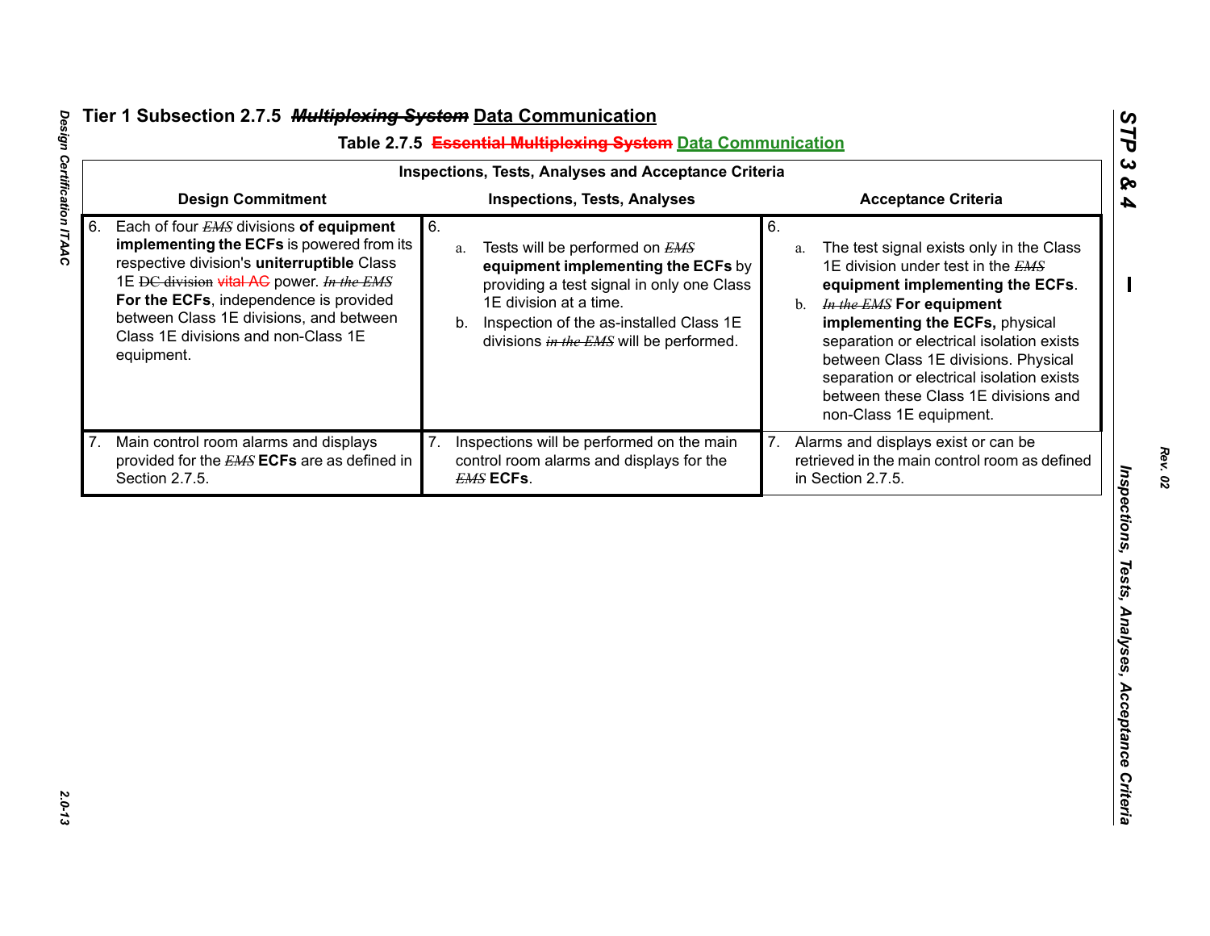## Tier 1 Subsection 2.7.5 ~~*Multiplexing System*~~ Data Communication

### Table 2.7.5 ~~Essential Multiplexing System~~ Data Communication

| Inspections, Tests, Analyses and Acceptance Criteria | | |
|---|---|---|
| **Design Commitment** | **Inspections, Tests, Analyses** | **Acceptance Criteria** |
| 6. Each of four ~~*EMS*~~ divisions **of equipment implementing the ECFs** is powered from its respective division's **uniterruptible** Class 1E ~~DC division~~ ~~vital AC~~ power. ~~*In the EMS*~~ **For the ECFs**, independence is provided between Class 1E divisions, and between Class 1E divisions and non-Class 1E equipment. | 6. a. Tests will be performed on ~~*EMS*~~ **equipment implementing the ECFs** by providing a test signal in only one Class 1E division at a time. b. Inspection of the as-installed Class 1E divisions ~~*in the EMS*~~ will be performed. | 6. a. The test signal exists only in the Class 1E division under test in the ~~*EMS*~~ **equipment implementing the ECFs**. b. ~~*In the EMS*~~ **For equipment implementing the ECFs,** physical separation or electrical isolation exists between Class 1E divisions. Physical separation or electrical isolation exists between these Class 1E divisions and non-Class 1E equipment. |
| 7. Main control room alarms and displays provided for the ~~*EMS*~~ **ECFs** are as defined in Section 2.7.5. | 7. Inspections will be performed on the main control room alarms and displays for the ~~*EMS*~~ **ECFs**. | 7. Alarms and displays exist or can be retrieved in the main control room as defined in Section 2.7.5. |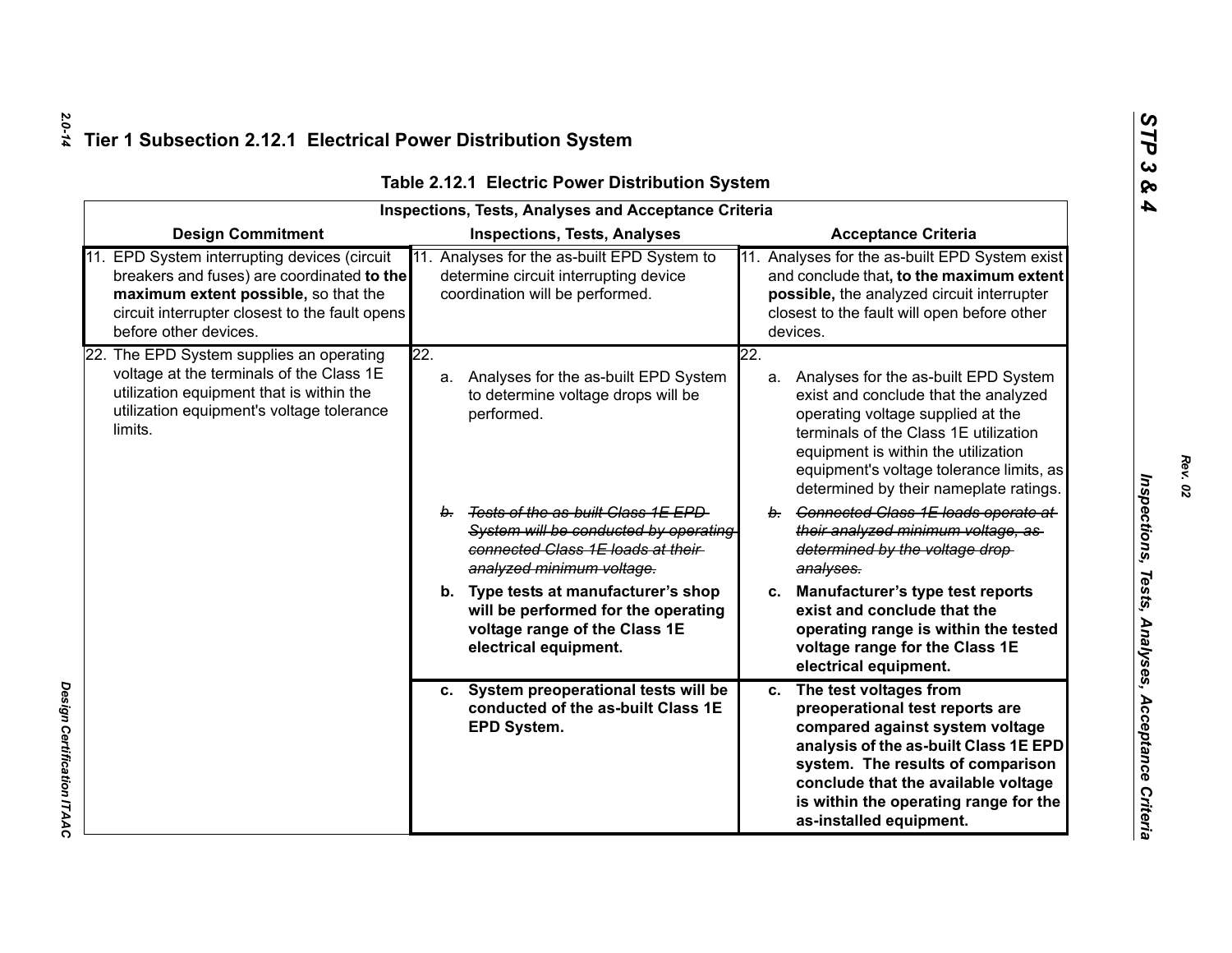## Tier 1 Subsection 2.12.1 Electrical Power Distribution System

**Table 2.12.1 Electric Power Distribution System**

| Inspections, Tests, Analyses and Acceptance Criteria | | |
|---|---|---|
| **Design Commitment** | **Inspections, Tests, Analyses** | **Acceptance Criteria** |
| 11. EPD System interrupting devices (circuit breakers and fuses) are coordinated **to the maximum extent possible,** so that the circuit interrupter closest to the fault opens before other devices. | 11. Analyses for the as-built EPD System to determine circuit interrupting device coordination will be performed. | 11. Analyses for the as-built EPD System exist and conclude that**, to the maximum extent possible,** the analyzed circuit interrupter closest to the fault will open before other devices. |
| 22. The EPD System supplies an operating voltage at the terminals of the Class 1E utilization equipment that is within the utilization equipment's voltage tolerance limits. | 22. a. Analyses for the as-built EPD System to determine voltage drops will be performed. | 22. a. Analyses for the as-built EPD System exist and conclude that the analyzed operating voltage supplied at the terminals of the Class 1E utilization equipment is within the utilization equipment's voltage tolerance limits, as determined by their nameplate ratings. |
| | ~~*b. Tests of the as-built Class 1E EPD System will be conducted by operating connected Class 1E loads at their analyzed minimum voltage.*~~ | ~~*b. Connected Class 1E loads operate at their analyzed minimum voltage, as determined by the voltage drop analyses.*~~ |
| | **b. Type tests at manufacturer's shop will be performed for the operating voltage range of the Class 1E electrical equipment.** | **c. Manufacturer's type test reports exist and conclude that the operating range is within the tested voltage range for the Class 1E electrical equipment.** |
| | **c. System preoperational tests will be conducted of the as-built Class 1E EPD System.** | **c. The test voltages from preoperational test reports are compared against system voltage analysis of the as-built Class 1E EPD system. The results of comparison conclude that the available voltage is within the operating range for the as-installed equipment.** |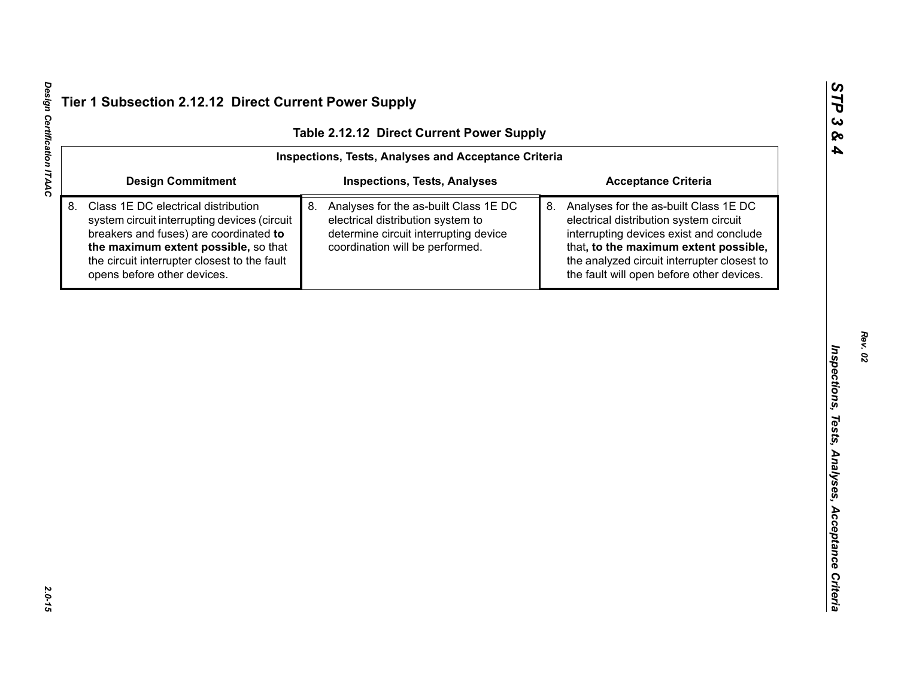## Tier 1 Subsection 2.12.12 Direct Current Power Supply

**Table 2.12.12 Direct Current Power Supply**

| Inspections, Tests, Analyses and Acceptance Criteria | | |
|---|---|---|
| **Design Commitment** | **Inspections, Tests, Analyses** | **Acceptance Criteria** |
| 8. Class 1E DC electrical distribution system circuit interrupting devices (circuit breakers and fuses) are coordinated **to the maximum extent possible,** so that the circuit interrupter closest to the fault opens before other devices. | 8. Analyses for the as-built Class 1E DC electrical distribution system to determine circuit interrupting device coordination will be performed. | 8. Analyses for the as-built Class 1E DC electrical distribution system circuit interrupting devices exist and conclude that**, to the maximum extent possible,** the analyzed circuit interrupter closest to the fault will open before other devices. |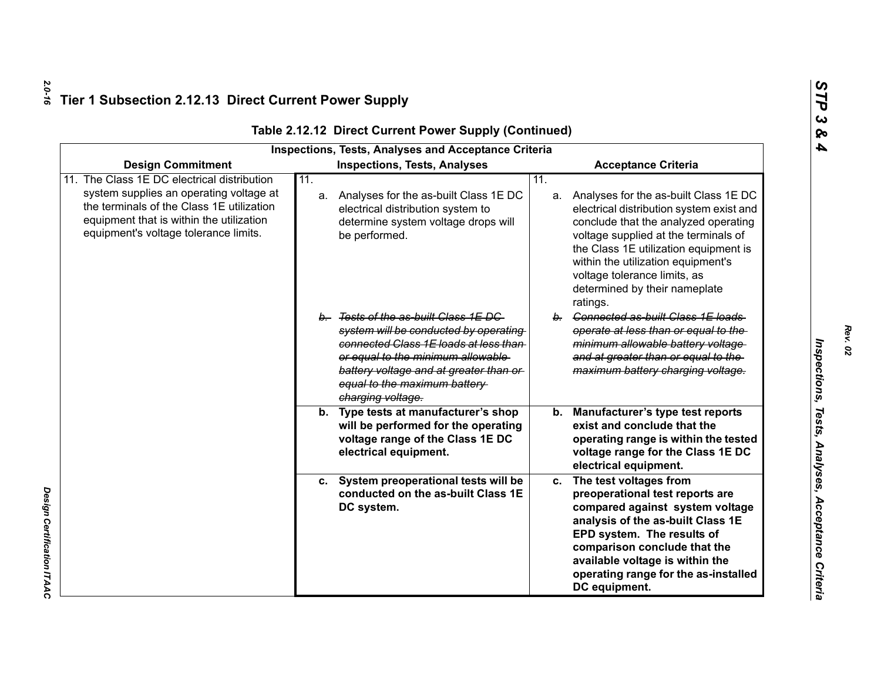## Tier 1 Subsection 2.12.13 Direct Current Power Supply

**Table 2.12.12 Direct Current Power Supply (Continued)**

| Inspections, Tests, Analyses and Acceptance Criteria | | |
|---|---|---|
| **Design Commitment** | **Inspections, Tests, Analyses** | **Acceptance Criteria** |
| 11. The Class 1E DC electrical distribution system supplies an operating voltage at the terminals of the Class 1E utilization equipment that is within the utilization equipment's voltage tolerance limits. | 11. a. Analyses for the as-built Class 1E DC electrical distribution system to determine system voltage drops will be performed. | 11. a. Analyses for the as-built Class 1E DC electrical distribution system exist and conclude that the analyzed operating voltage supplied at the terminals of the Class 1E utilization equipment is within the utilization equipment's voltage tolerance limits, as determined by their nameplate ratings. |
| | ~~b. Tests of the as-built Class 1E DC system will be conducted by operating connected Class 1E loads at less than or equal to the minimum allowable battery voltage and at greater than or equal to the maximum battery charging voltage.~~ | ~~b. Connected as-built Class 1E loads operate at less than or equal to the minimum allowable battery voltage and at greater than or equal to the maximum battery charging voltage.~~ |
| | **b. Type tests at manufacturer's shop will be performed for the operating voltage range of the Class 1E DC electrical equipment.** | **b. Manufacturer's type test reports exist and conclude that the operating range is within the tested voltage range for the Class 1E DC electrical equipment.** |
| | **c. System preoperational tests will be conducted on the as-built Class 1E DC system.** | **c. The test voltages from preoperational test reports are compared against system voltage analysis of the as-built Class 1E EPD system. The results of comparison conclude that the available voltage is within the operating range for the as-installed DC equipment.** |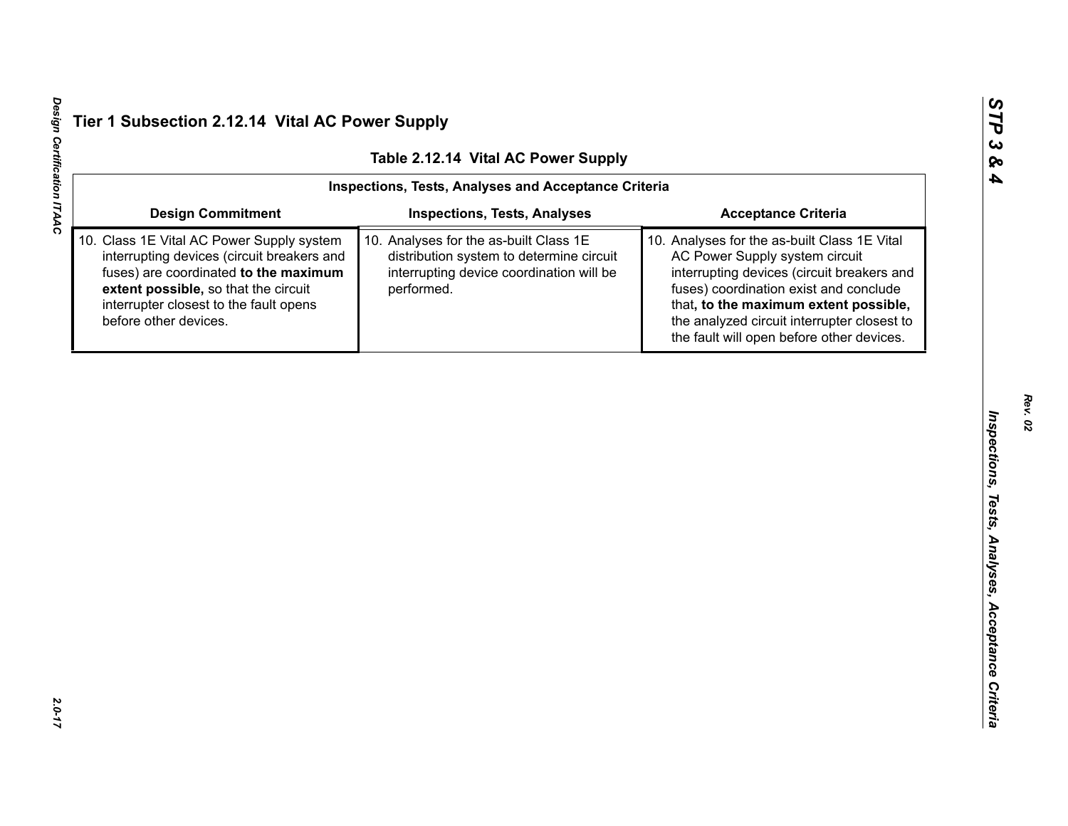## Tier 1 Subsection 2.12.14 Vital AC Power Supply

**Table 2.12.14 Vital AC Power Supply**

| Inspections, Tests, Analyses and Acceptance Criteria | | |
|---|---|---|
| **Design Commitment** | **Inspections, Tests, Analyses** | **Acceptance Criteria** |
| 10. Class 1E Vital AC Power Supply system interrupting devices (circuit breakers and fuses) are coordinated **to the maximum extent possible,** so that the circuit interrupter closest to the fault opens before other devices. | 10. Analyses for the as-built Class 1E distribution system to determine circuit interrupting device coordination will be performed. | 10. Analyses for the as-built Class 1E Vital AC Power Supply system circuit interrupting devices (circuit breakers and fuses) coordination exist and conclude that**, to the maximum extent possible,** the analyzed circuit interrupter closest to the fault will open before other devices. |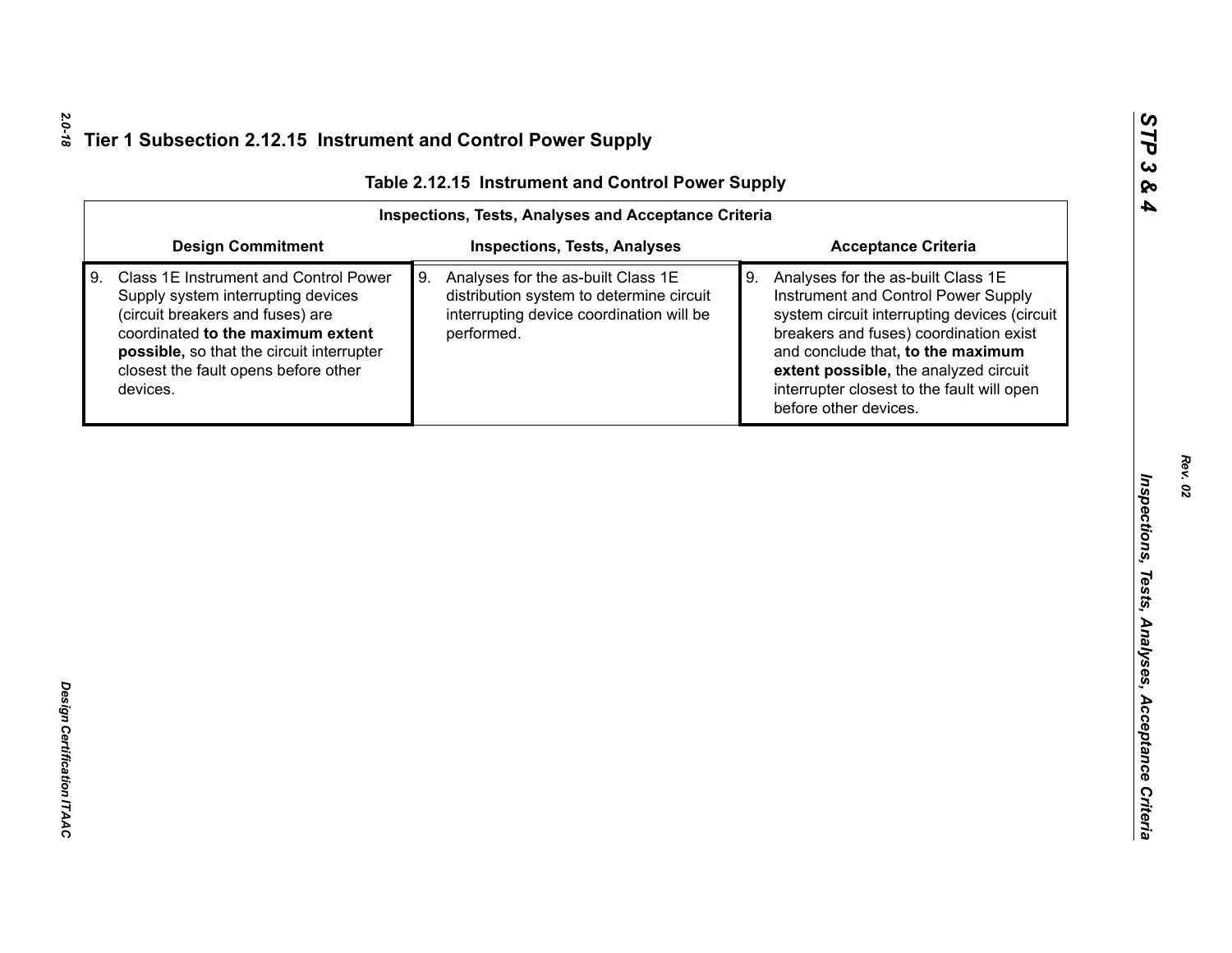## Tier 1 Subsection 2.12.15 Instrument and Control Power Supply

**Table 2.12.15 Instrument and Control Power Supply**

| Inspections, Tests, Analyses and Acceptance Criteria | | |
|---|---|---|
| **Design Commitment** | **Inspections, Tests, Analyses** | **Acceptance Criteria** |
| 9. Class 1E Instrument and Control Power Supply system interrupting devices (circuit breakers and fuses) are coordinated **to the maximum extent possible,** so that the circuit interrupter closest the fault opens before other devices. | 9. Analyses for the as-built Class 1E distribution system to determine circuit interrupting device coordination will be performed. | 9. Analyses for the as-built Class 1E Instrument and Control Power Supply system circuit interrupting devices (circuit breakers and fuses) coordination exist and conclude that**, to the maximum extent possible,** the analyzed circuit interrupter closest to the fault will open before other devices. |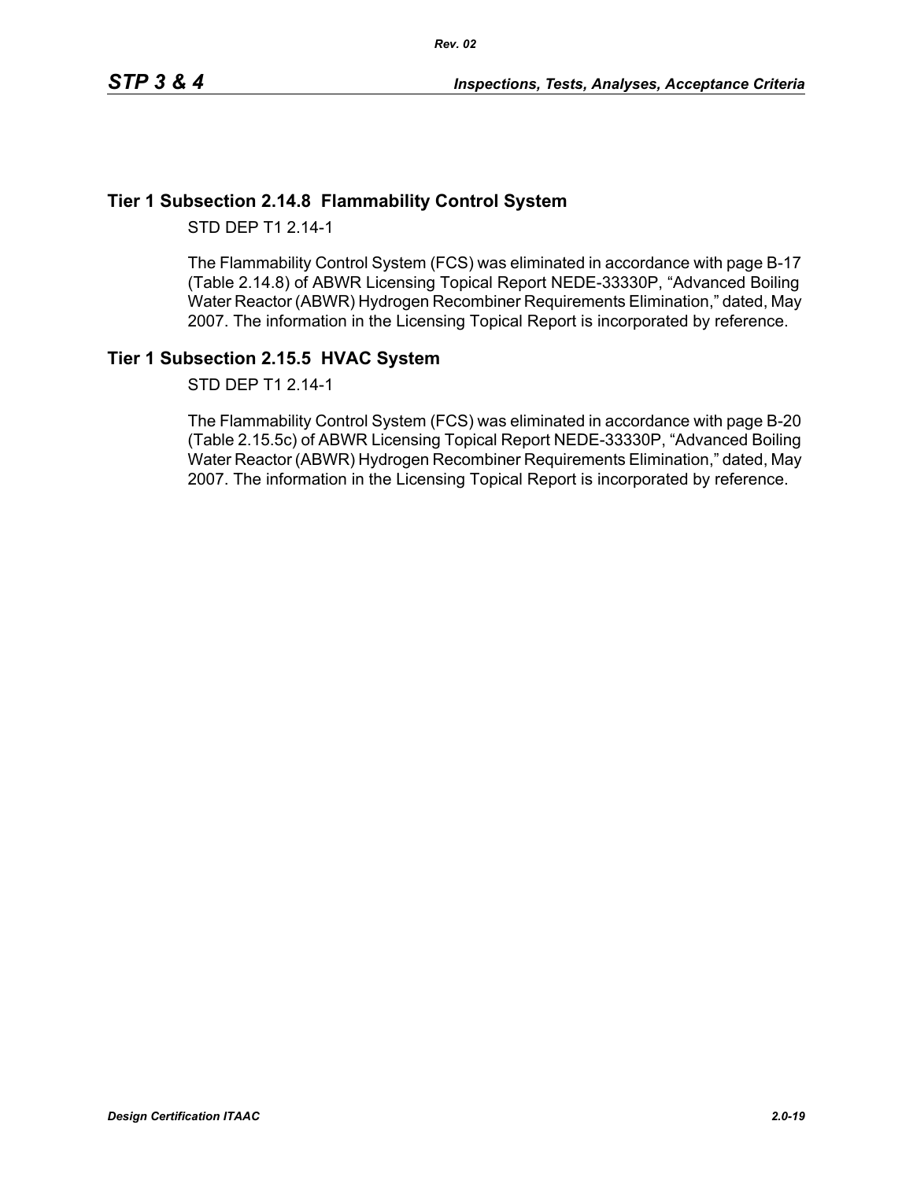## Tier 1 Subsection 2.14.8 Flammability Control System

STD DEP T1 2.14-1

The Flammability Control System (FCS) was eliminated in accordance with page B-17 (Table 2.14.8) of ABWR Licensing Topical Report NEDE-33330P, "Advanced Boiling Water Reactor (ABWR) Hydrogen Recombiner Requirements Elimination," dated, May 2007. The information in the Licensing Topical Report is incorporated by reference.

## Tier 1 Subsection 2.15.5 HVAC System

STD DEP T1 2.14-1

The Flammability Control System (FCS) was eliminated in accordance with page B-20 (Table 2.15.5c) of ABWR Licensing Topical Report NEDE-33330P, "Advanced Boiling Water Reactor (ABWR) Hydrogen Recombiner Requirements Elimination," dated, May 2007. The information in the Licensing Topical Report is incorporated by reference.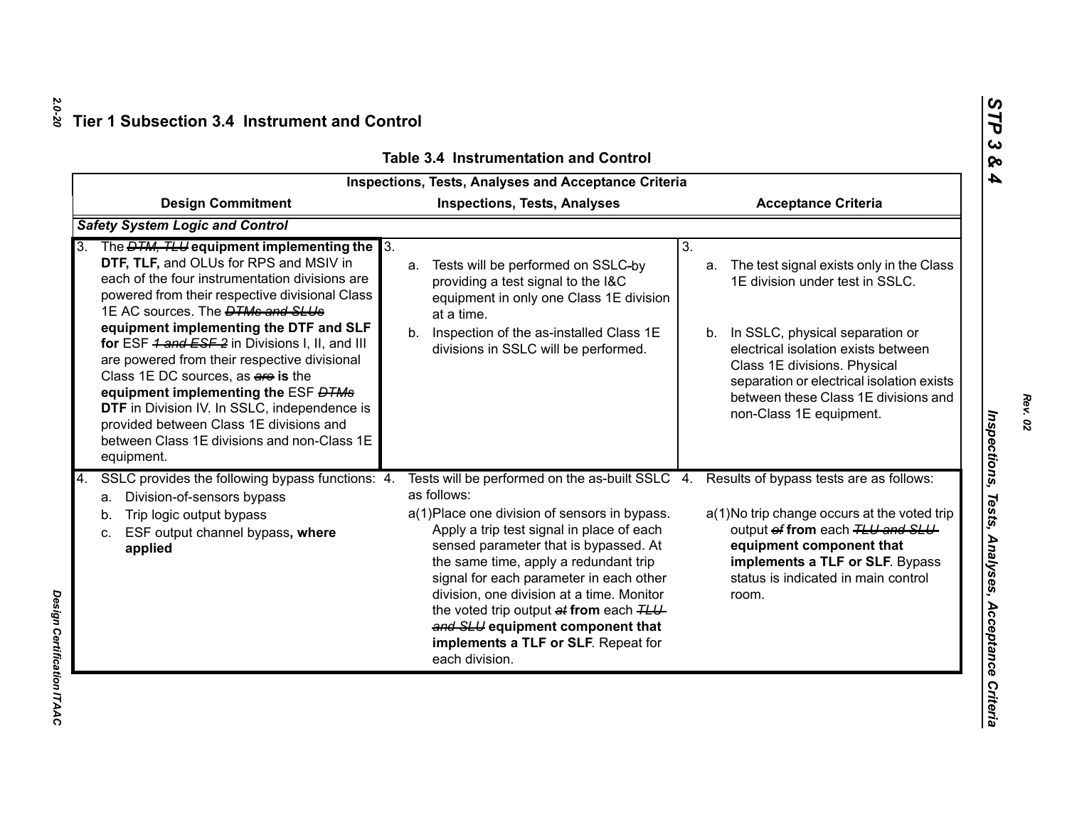## Tier 1 Subsection 3.4 Instrument and Control

**Table 3.4 Instrumentation and Control**

| Inspections, Tests, Analyses and Acceptance Criteria | | |
|---|---|---|
| **Design Commitment** | **Inspections, Tests, Analyses** | **Acceptance Criteria** |
| ***Safety System Logic and Control*** | | |
| 3. The ~~DTM, TLU~~ **equipment implementing the DTF, TLF,** and OLUs for RPS and MSIV in each of the four instrumentation divisions are powered from their respective divisional Class 1E AC sources. The ~~DTMs and SLUs~~ **equipment implementing the DTF and SLF for** ESF ~~1 and ESF 2~~ in Divisions I, II, and III are powered from their respective divisional Class 1E DC sources, as ~~are~~ **is** the **equipment implementing the** ESF ~~DTMs~~ **DTF** in Division IV. In SSLC, independence is provided between Class 1E divisions and between Class 1E divisions and non-Class 1E equipment. | 3. a. Tests will be performed on SSLC ~~-~~by providing a test signal to the I&C equipment in only one Class 1E division at a time. b. Inspection of the as-installed Class 1E divisions in SSLC will be performed. | 3. a. The test signal exists only in the Class 1E division under test in SSLC. b. In SSLC, physical separation or electrical isolation exists between Class 1E divisions. Physical separation or electrical isolation exists between these Class 1E divisions and non-Class 1E equipment. |
| 4. SSLC provides the following bypass functions: a. Division-of-sensors bypass b. Trip logic output bypass c. ESF output channel bypass**, where applied** | 4. Tests will be performed on the as-built SSLC as follows: a(1) Place one division of sensors in bypass. Apply a trip test signal in place of each sensed parameter that is bypassed. At the same time, apply a redundant trip signal for each parameter in each other division, one division at a time. Monitor the voted trip output ~~at~~ **from** each ~~TLU and SLU~~ **equipment component that implements a TLF or SLF**. Repeat for each division. | 4. Results of bypass tests are as follows: a(1) No trip change occurs at the voted trip output ~~of~~ **from** each ~~TLU and SLU~~ **equipment component that implements a TLF or SLF**. Bypass status is indicated in main control room. |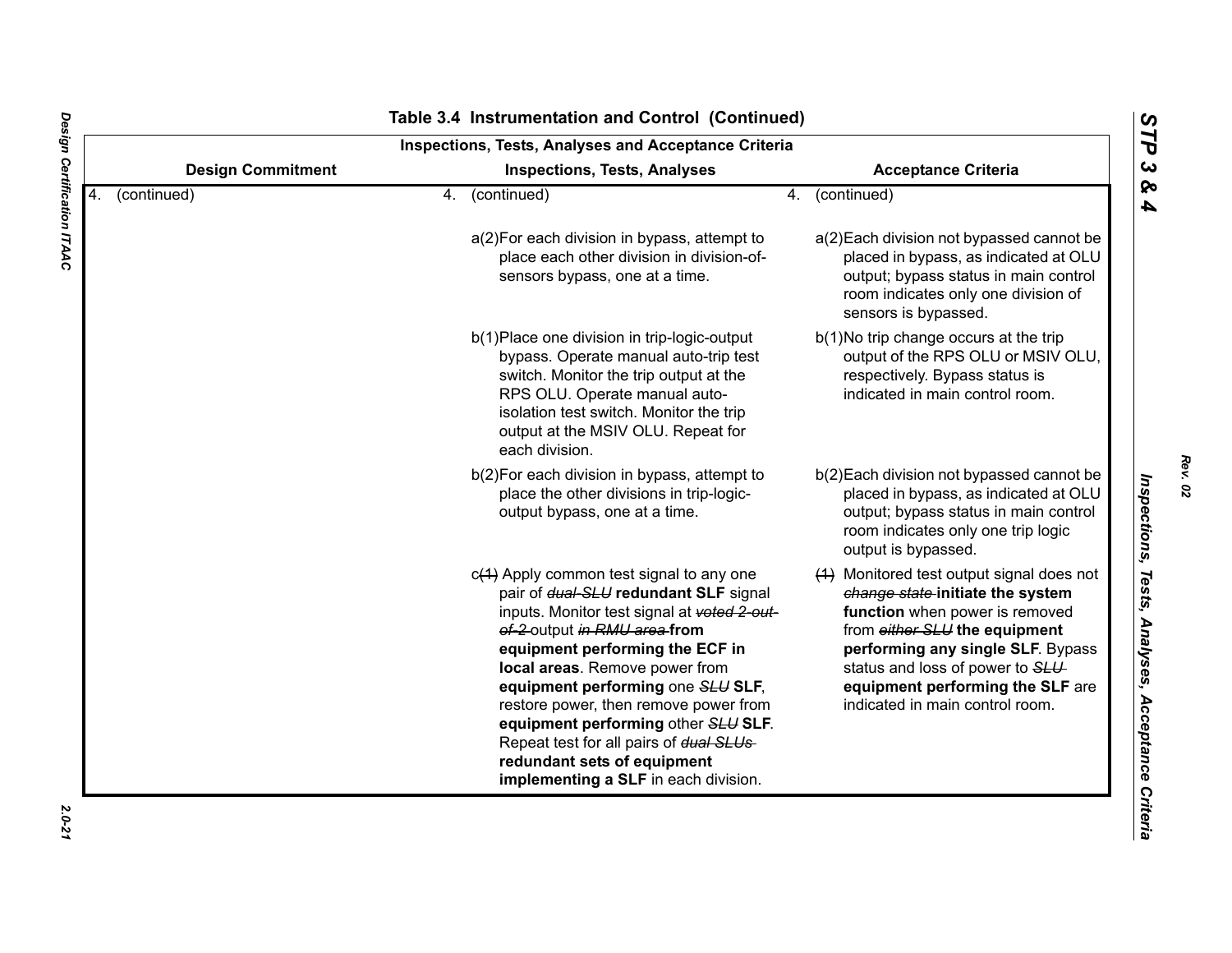## Table 3.4 Instrumentation and Control (Continued)

| Inspections, Tests, Analyses and Acceptance Criteria | | |
|---|---|---|
| **Design Commitment** | **Inspections, Tests, Analyses** | **Acceptance Criteria** |
| 4. (continued) | 4. (continued) | 4. (continued) |
| | a(2) For each division in bypass, attempt to place each other division in division-of-sensors bypass, one at a time. | a(2) Each division not bypassed cannot be placed in bypass, as indicated at OLU output; bypass status in main control room indicates only one division of sensors is bypassed. |
| | b(1) Place one division in trip-logic-output bypass. Operate manual auto-trip test switch. Monitor the trip output at the RPS OLU. Operate manual auto-isolation test switch. Monitor the trip output at the MSIV OLU. Repeat for each division. | b(1) No trip change occurs at the trip output of the RPS OLU or MSIV OLU, respectively. Bypass status is indicated in main control room. |
| | b(2) For each division in bypass, attempt to place the other divisions in trip-logic-output bypass, one at a time. | b(2) Each division not bypassed cannot be placed in bypass, as indicated at OLU output; bypass status in main control room indicates only one trip logic output is bypassed. |
| | c~~(1)~~ Apply common test signal to any one pair of ~~*dual-SLU*~~ **redundant SLF** signal inputs. Monitor test signal at ~~*voted 2-out-of-2*~~ output ~~*in RMU area*~~ **from equipment performing the ECF in local areas**. Remove power from **equipment performing** one ~~*SLU*~~ **SLF**, restore power, then remove power from **equipment performing** other ~~*SLU*~~ **SLF**. Repeat test for all pairs of ~~*dual SLUs*~~ **redundant sets of equipment implementing a SLF** in each division. | ~~(1)~~ Monitored test output signal does not ~~*change state*~~ **initiate the system function** when power is removed from ~~*either SLU*~~ **the equipment performing any single SLF**. Bypass status and loss of power to ~~*SLU*~~ **equipment performing the SLF** are indicated in main control room. |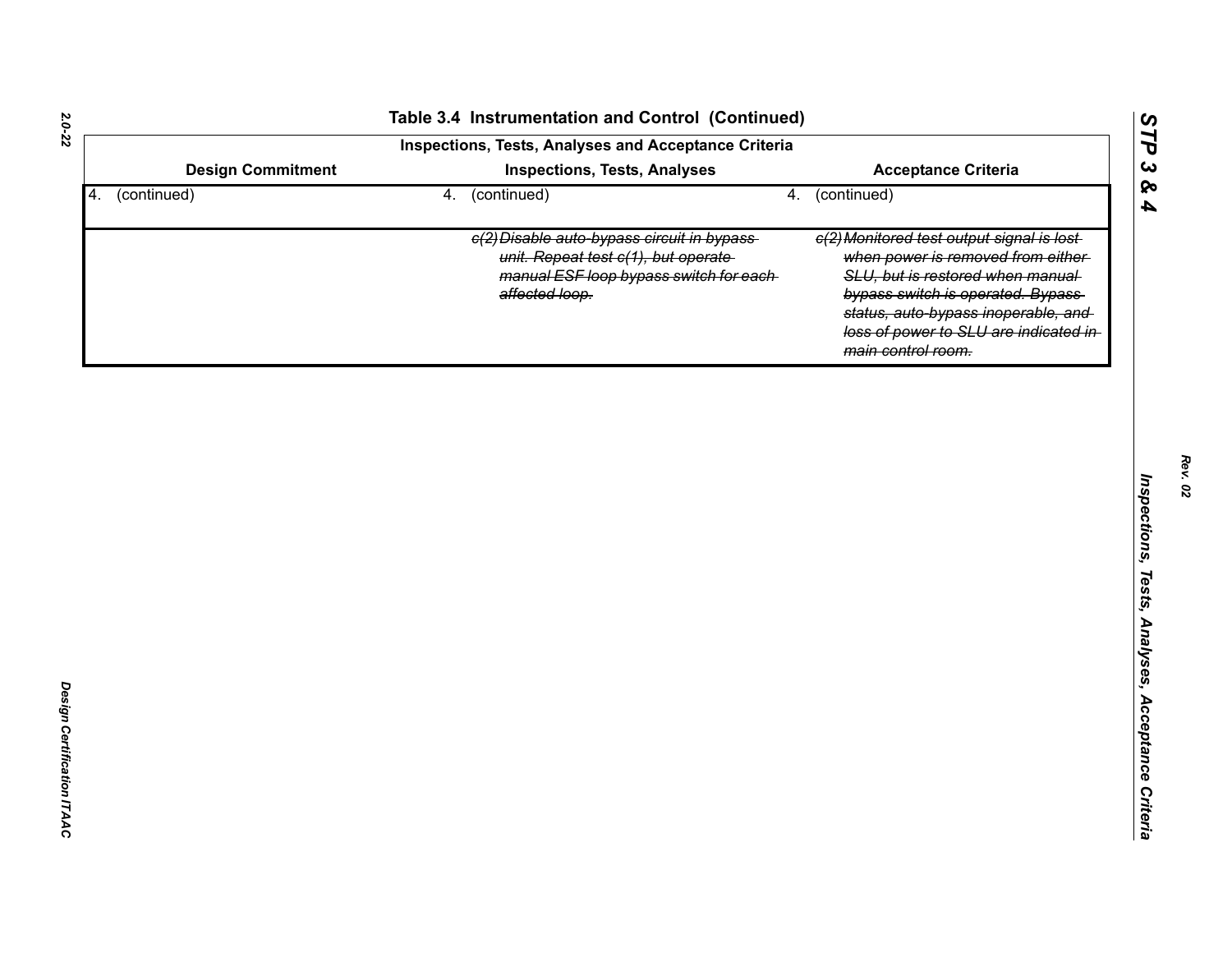## Table 3.4 Instrumentation and Control (Continued)

| Inspections, Tests, Analyses and Acceptance Criteria | | |
|---|---|---|
| **Design Commitment** | **Inspections, Tests, Analyses** | **Acceptance Criteria** |
| 4. (continued) | 4. (continued) | 4. (continued) |
| | ~~c(2) Disable auto-bypass circuit in bypass unit. Repeat test c(1), but operate manual ESF loop bypass switch for each affected loop.~~ | ~~c(2) Monitored test output signal is lost when power is removed from either SLU, but is restored when manual bypass switch is operated. Bypass status, auto-bypass inoperable, and loss of power to SLU are indicated in main control room.~~ |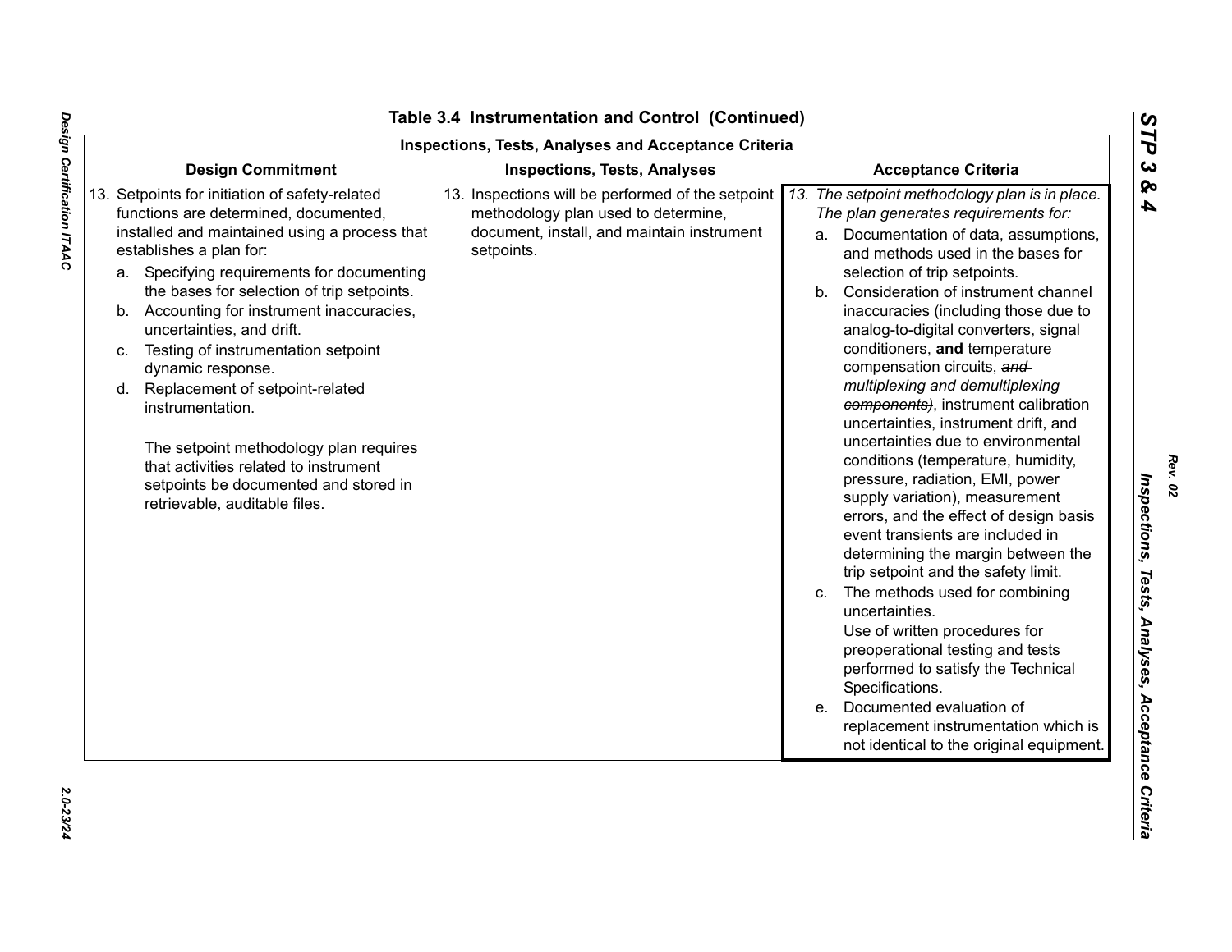## Table 3.4 Instrumentation and Control (Continued)

| Inspections, Tests, Analyses and Acceptance Criteria | | |
|---|---|---|
| **Design Commitment** | **Inspections, Tests, Analyses** | **Acceptance Criteria** |
| 13. Setpoints for initiation of safety-related functions are determined, documented, installed and maintained using a process that establishes a plan for:<br>a. Specifying requirements for documenting the bases for selection of trip setpoints.<br>b. Accounting for instrument inaccuracies, uncertainties, and drift.<br>c. Testing of instrumentation setpoint dynamic response.<br>d. Replacement of setpoint-related instrumentation.<br><br>The setpoint methodology plan requires that activities related to instrument setpoints be documented and stored in retrievable, auditable files. | 13. Inspections will be performed of the setpoint methodology plan used to determine, document, install, and maintain instrument setpoints. | *13. The setpoint methodology plan is in place. The plan generates requirements for:*<br>a. Documentation of data, assumptions, and methods used in the bases for selection of trip setpoints.<br>b. Consideration of instrument channel inaccuracies (including those due to analog-to-digital converters, signal conditioners, **and** temperature compensation circuits, ~~*and multiplexing and demultiplexing components*~~), instrument calibration uncertainties, instrument drift, and uncertainties due to environmental conditions (temperature, humidity, pressure, radiation, EMI, power supply variation), measurement errors, and the effect of design basis event transients are included in determining the margin between the trip setpoint and the safety limit.<br>c. The methods used for combining uncertainties.<br>Use of written procedures for preoperational testing and tests performed to satisfy the Technical Specifications.<br>e. Documented evaluation of replacement instrumentation which is not identical to the original equipment. |